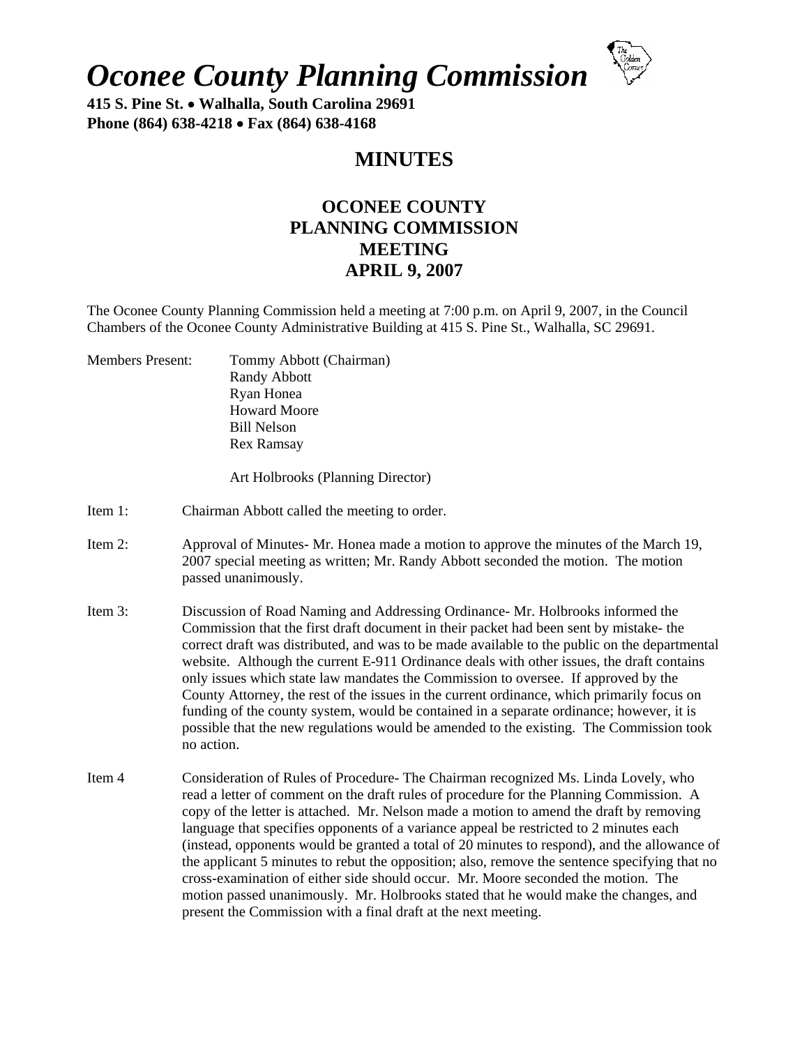# *Oconee County Planning Commission*

**415 S. Pine St. • Walhalla, South Carolina 29691**
**Phone (864) 638-4218 • Fax (864) 638-4168**

## MINUTES

### OCONEE COUNTY
### PLANNING COMMISSION
### MEETING
### APRIL 9, 2007

The Oconee County Planning Commission held a meeting at 7:00 p.m. on April 9, 2007, in the Council Chambers of the Oconee County Administrative Building at 415 S. Pine St., Walhalla, SC 29691.

Members Present:
Tommy Abbott (Chairman)
Randy Abbott
Ryan Honea
Howard Moore
Bill Nelson
Rex Ramsay

Art Holbrooks (Planning Director)

Item 1: Chairman Abbott called the meeting to order.

Item 2: Approval of Minutes- Mr. Honea made a motion to approve the minutes of the March 19, 2007 special meeting as written; Mr. Randy Abbott seconded the motion. The motion passed unanimously.

Item 3: Discussion of Road Naming and Addressing Ordinance- Mr. Holbrooks informed the Commission that the first draft document in their packet had been sent by mistake- the correct draft was distributed, and was to be made available to the public on the departmental website. Although the current E-911 Ordinance deals with other issues, the draft contains only issues which state law mandates the Commission to oversee. If approved by the County Attorney, the rest of the issues in the current ordinance, which primarily focus on funding of the county system, would be contained in a separate ordinance; however, it is possible that the new regulations would be amended to the existing. The Commission took no action.

Item 4 Consideration of Rules of Procedure- The Chairman recognized Ms. Linda Lovely, who read a letter of comment on the draft rules of procedure for the Planning Commission. A copy of the letter is attached. Mr. Nelson made a motion to amend the draft by removing language that specifies opponents of a variance appeal be restricted to 2 minutes each (instead, opponents would be granted a total of 20 minutes to respond), and the allowance of the applicant 5 minutes to rebut the opposition; also, remove the sentence specifying that no cross-examination of either side should occur. Mr. Moore seconded the motion. The motion passed unanimously. Mr. Holbrooks stated that he would make the changes, and present the Commission with a final draft at the next meeting.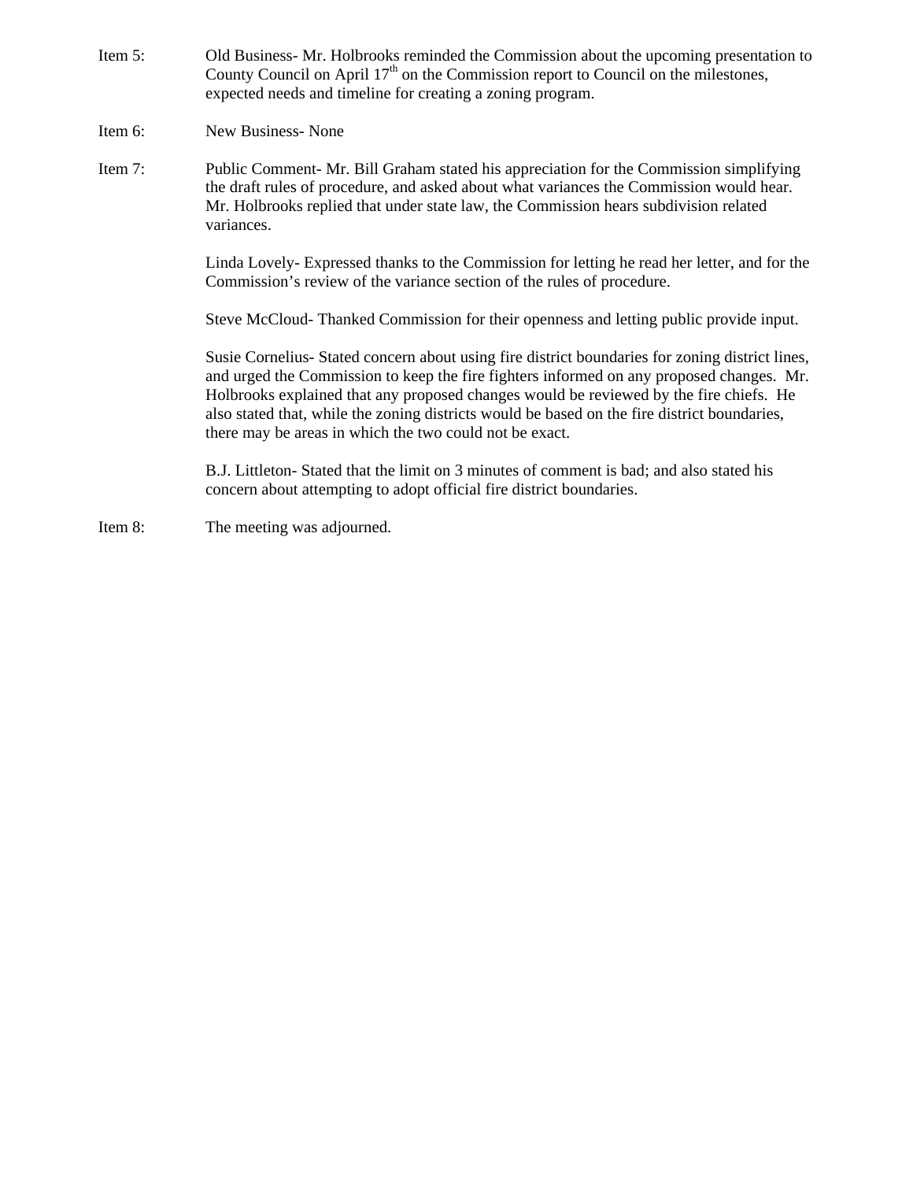Item 5: Old Business- Mr. Holbrooks reminded the Commission about the upcoming presentation to County Council on April 17th on the Commission report to Council on the milestones, expected needs and timeline for creating a zoning program.

Item 6: New Business- None

Item 7: Public Comment- Mr. Bill Graham stated his appreciation for the Commission simplifying the draft rules of procedure, and asked about what variances the Commission would hear. Mr. Holbrooks replied that under state law, the Commission hears subdivision related variances.

Linda Lovely- Expressed thanks to the Commission for letting he read her letter, and for the Commission's review of the variance section of the rules of procedure.

Steve McCloud- Thanked Commission for their openness and letting public provide input.

Susie Cornelius- Stated concern about using fire district boundaries for zoning district lines, and urged the Commission to keep the fire fighters informed on any proposed changes. Mr. Holbrooks explained that any proposed changes would be reviewed by the fire chiefs. He also stated that, while the zoning districts would be based on the fire district boundaries, there may be areas in which the two could not be exact.

B.J. Littleton- Stated that the limit on 3 minutes of comment is bad; and also stated his concern about attempting to adopt official fire district boundaries.

Item 8: The meeting was adjourned.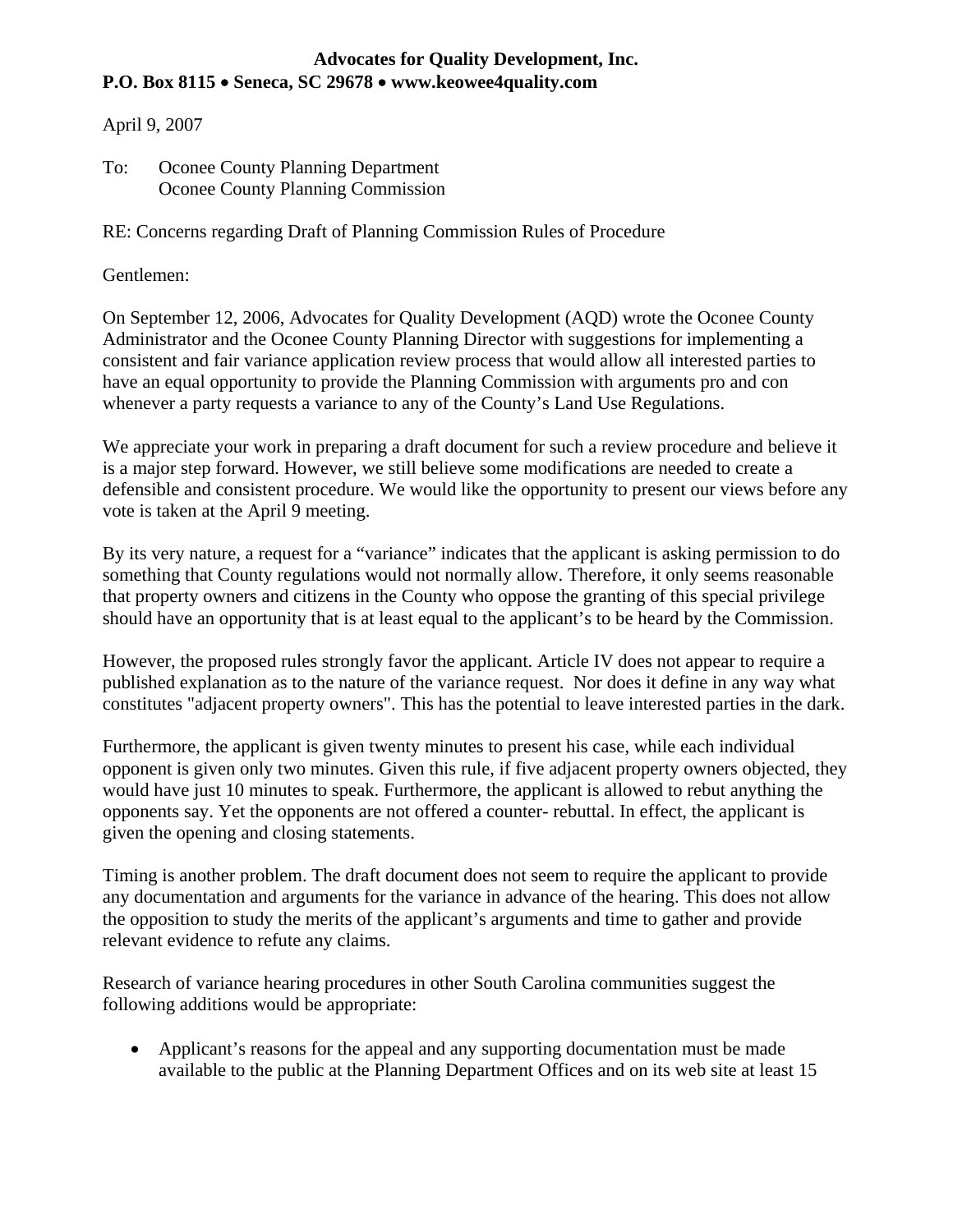**Advocates for Quality Development, Inc.**
**P.O. Box 8115 • Seneca, SC 29678 • www.keowee4quality.com**

April 9, 2007

To: Oconee County Planning Department
Oconee County Planning Commission

RE: Concerns regarding Draft of Planning Commission Rules of Procedure

Gentlemen:

On September 12, 2006, Advocates for Quality Development (AQD) wrote the Oconee County Administrator and the Oconee County Planning Director with suggestions for implementing a consistent and fair variance application review process that would allow all interested parties to have an equal opportunity to provide the Planning Commission with arguments pro and con whenever a party requests a variance to any of the County's Land Use Regulations.

We appreciate your work in preparing a draft document for such a review procedure and believe it is a major step forward. However, we still believe some modifications are needed to create a defensible and consistent procedure. We would like the opportunity to present our views before any vote is taken at the April 9 meeting.

By its very nature, a request for a "variance" indicates that the applicant is asking permission to do something that County regulations would not normally allow. Therefore, it only seems reasonable that property owners and citizens in the County who oppose the granting of this special privilege should have an opportunity that is at least equal to the applicant's to be heard by the Commission.

However, the proposed rules strongly favor the applicant. Article IV does not appear to require a published explanation as to the nature of the variance request. Nor does it define in any way what constitutes "adjacent property owners". This has the potential to leave interested parties in the dark.

Furthermore, the applicant is given twenty minutes to present his case, while each individual opponent is given only two minutes. Given this rule, if five adjacent property owners objected, they would have just 10 minutes to speak. Furthermore, the applicant is allowed to rebut anything the opponents say. Yet the opponents are not offered a counter- rebuttal. In effect, the applicant is given the opening and closing statements.

Timing is another problem. The draft document does not seem to require the applicant to provide any documentation and arguments for the variance in advance of the hearing. This does not allow the opposition to study the merits of the applicant's arguments and time to gather and provide relevant evidence to refute any claims.

Research of variance hearing procedures in other South Carolina communities suggest the following additions would be appropriate:

- Applicant's reasons for the appeal and any supporting documentation must be made available to the public at the Planning Department Offices and on its web site at least 15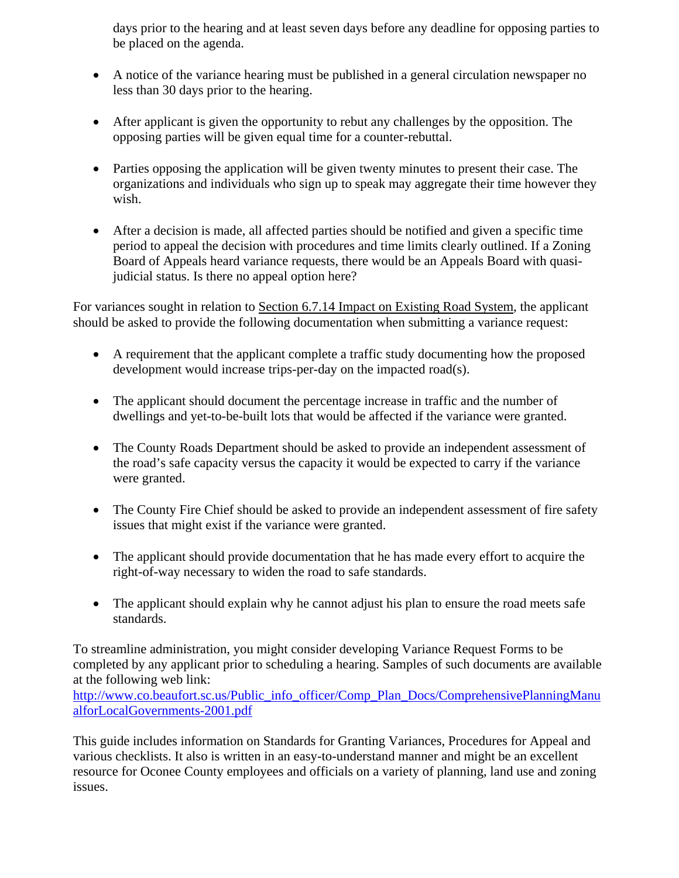days prior to the hearing and at least seven days before any deadline for opposing parties to be placed on the agenda.

- A notice of the variance hearing must be published in a general circulation newspaper no less than 30 days prior to the hearing.

- After applicant is given the opportunity to rebut any challenges by the opposition. The opposing parties will be given equal time for a counter-rebuttal.

- Parties opposing the application will be given twenty minutes to present their case. The organizations and individuals who sign up to speak may aggregate their time however they wish.

- After a decision is made, all affected parties should be notified and given a specific time period to appeal the decision with procedures and time limits clearly outlined. If a Zoning Board of Appeals heard variance requests, there would be an Appeals Board with quasi-judicial status. Is there no appeal option here?

For variances sought in relation to Section 6.7.14 Impact on Existing Road System, the applicant should be asked to provide the following documentation when submitting a variance request:

- A requirement that the applicant complete a traffic study documenting how the proposed development would increase trips-per-day on the impacted road(s).

- The applicant should document the percentage increase in traffic and the number of dwellings and yet-to-be-built lots that would be affected if the variance were granted.

- The County Roads Department should be asked to provide an independent assessment of the road's safe capacity versus the capacity it would be expected to carry if the variance were granted.

- The County Fire Chief should be asked to provide an independent assessment of fire safety issues that might exist if the variance were granted.

- The applicant should provide documentation that he has made every effort to acquire the right-of-way necessary to widen the road to safe standards.

- The applicant should explain why he cannot adjust his plan to ensure the road meets safe standards.

To streamline administration, you might consider developing Variance Request Forms to be completed by any applicant prior to scheduling a hearing. Samples of such documents are available at the following web link:
http://www.co.beaufort.sc.us/Public_info_officer/Comp_Plan_Docs/ComprehensivePlanningManualforLocalGovernments-2001.pdf

This guide includes information on Standards for Granting Variances, Procedures for Appeal and various checklists. It also is written in an easy-to-understand manner and might be an excellent resource for Oconee County employees and officials on a variety of planning, land use and zoning issues.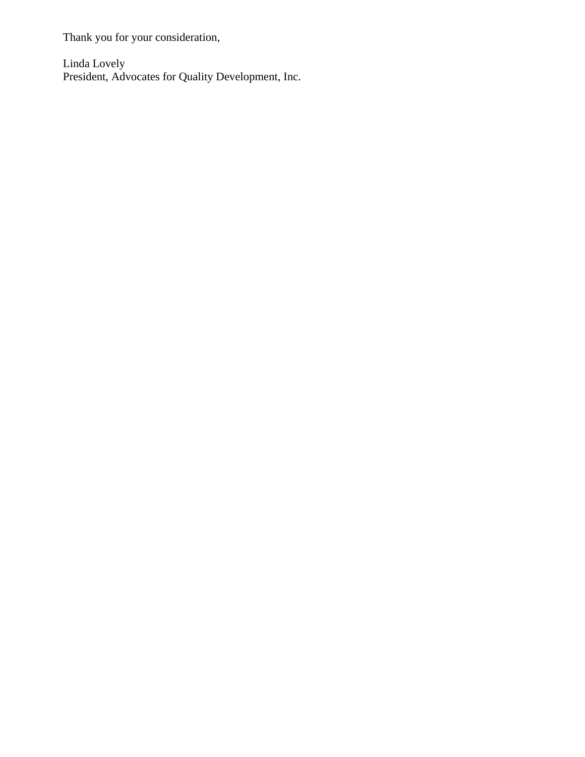Thank you for your consideration,

Linda Lovely
President, Advocates for Quality Development, Inc.